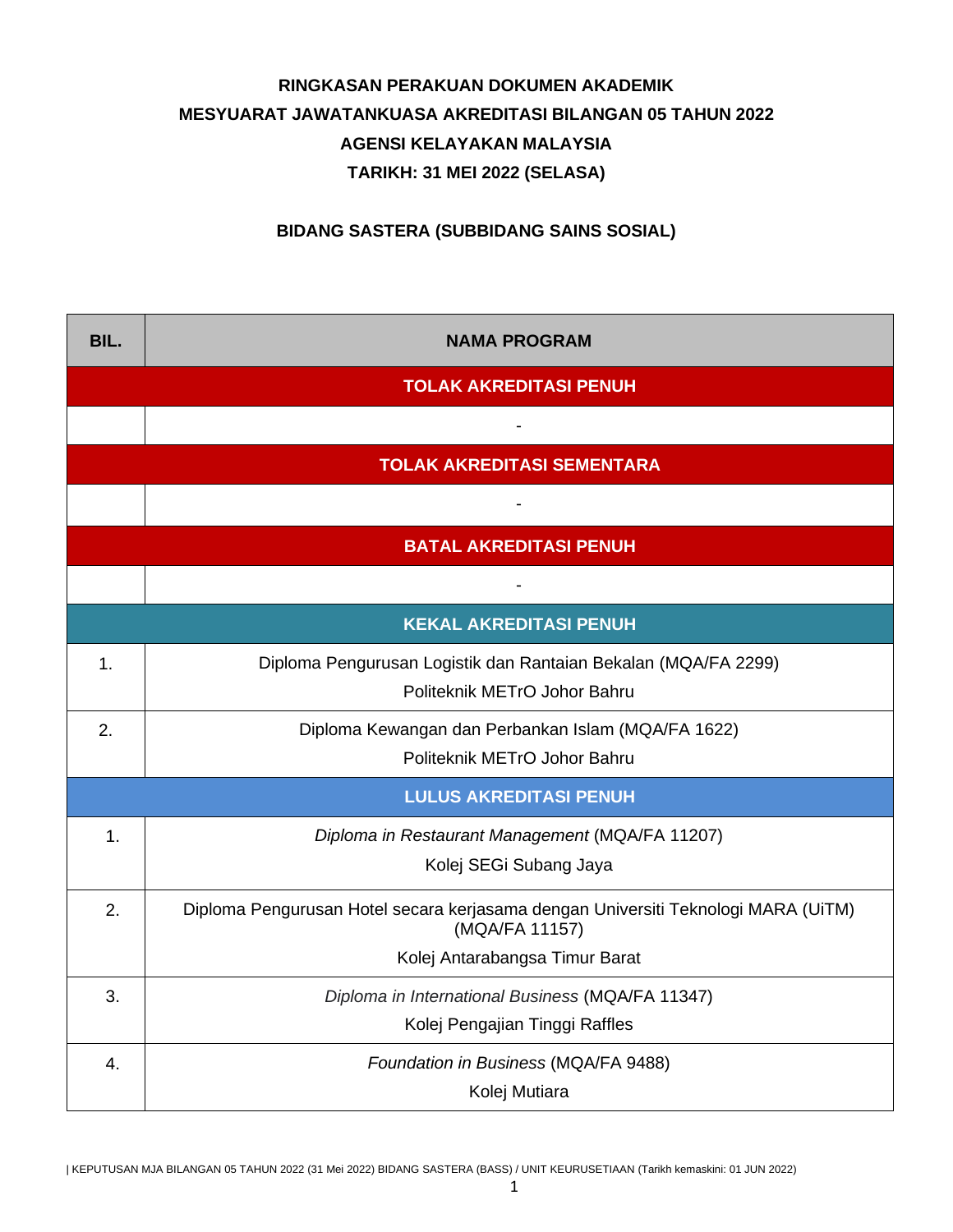**RINGKASAN PERAKUAN DOKUMEN AKADEMIK**

**MESYUARAT JAWATANKUASA AKREDITASI BILANGAN 05 TAHUN 2022**

**AGENSI KELAYAKAN MALAYSIA**

**TARIKH: 31 MEI 2022 (SELASA)**

**BIDANG SASTERA (SUBBIDANG SAINS SOSIAL)**

| BIL. | NAMA PROGRAM |
|---|---|
| **TOLAK AKREDITASI PENUH** | |
| | - |
| **TOLAK AKREDITASI SEMENTARA** | |
| | - |
| **BATAL AKREDITASI PENUH** | |
| | - |
| **KEKAL AKREDITASI PENUH** | |
| 1. | Diploma Pengurusan Logistik dan Rantaian Bekalan (MQA/FA 2299)<br>Politeknik METrO Johor Bahru |
| 2. | Diploma Kewangan dan Perbankan Islam (MQA/FA 1622)<br>Politeknik METrO Johor Bahru |
| **LULUS AKREDITASI PENUH** | |
| 1. | *Diploma in Restaurant Management* (MQA/FA 11207)<br>Kolej SEGi Subang Jaya |
| 2. | Diploma Pengurusan Hotel secara kerjasama dengan Universiti Teknologi MARA (UiTM) (MQA/FA 11157)<br>Kolej Antarabangsa Timur Barat |
| 3. | *Diploma in International Business* (MQA/FA 11347)<br>Kolej Pengajian Tinggi Raffles |
| 4. | *Foundation in Business* (MQA/FA 9488)<br>Kolej Mutiara |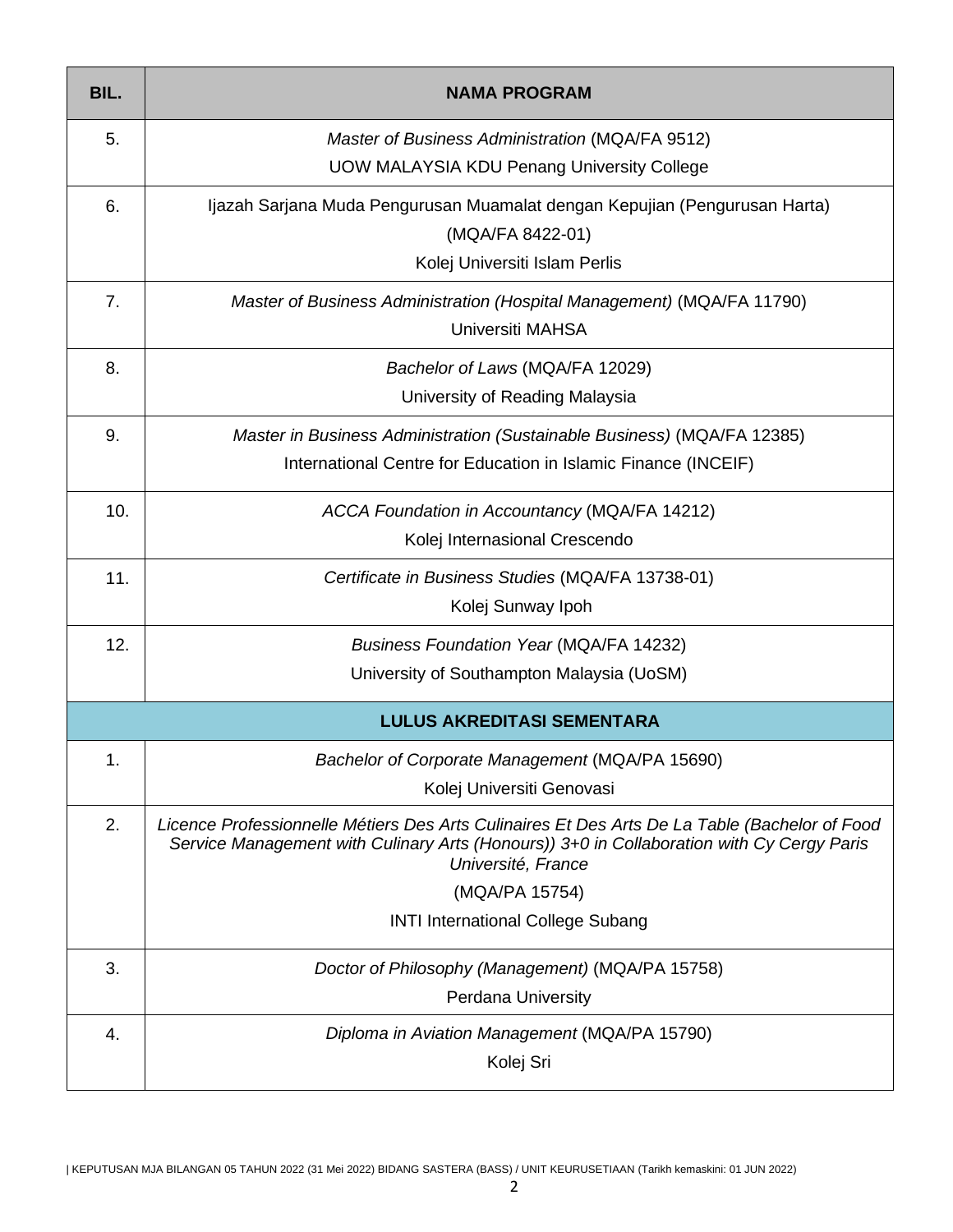| BIL. | NAMA PROGRAM |
|---|---|
| 5. | *Master of Business Administration* (MQA/FA 9512)<br>UOW MALAYSIA KDU Penang University College |
| 6. | Ijazah Sarjana Muda Pengurusan Muamalat dengan Kepujian (Pengurusan Harta)<br>(MQA/FA 8422-01)<br>Kolej Universiti Islam Perlis |
| 7. | *Master of Business Administration (Hospital Management)* (MQA/FA 11790)<br>Universiti MAHSA |
| 8. | *Bachelor of Laws* (MQA/FA 12029)<br>University of Reading Malaysia |
| 9. | *Master in Business Administration (Sustainable Business)* (MQA/FA 12385)<br>International Centre for Education in Islamic Finance (INCEIF) |
| 10. | *ACCA Foundation in Accountancy* (MQA/FA 14212)<br>Kolej Internasional Crescendo |
| 11. | *Certificate in Business Studies* (MQA/FA 13738-01)<br>Kolej Sunway Ipoh |
| 12. | *Business Foundation Year* (MQA/FA 14232)<br>University of Southampton Malaysia (UoSM) |
| **LULUS AKREDITASI SEMENTARA** | |
| 1. | *Bachelor of Corporate Management* (MQA/PA 15690)<br>Kolej Universiti Genovasi |
| 2. | *Licence Professionnelle Métiers Des Arts Culinaires Et Des Arts De La Table (Bachelor of Food Service Management with Culinary Arts (Honours)) 3+0 in Collaboration with Cy Cergy Paris Université, France*<br>(MQA/PA 15754)<br>INTI International College Subang |
| 3. | *Doctor of Philosophy (Management)* (MQA/PA 15758)<br>Perdana University |
| 4. | *Diploma in Aviation Management* (MQA/PA 15790)<br>Kolej Sri |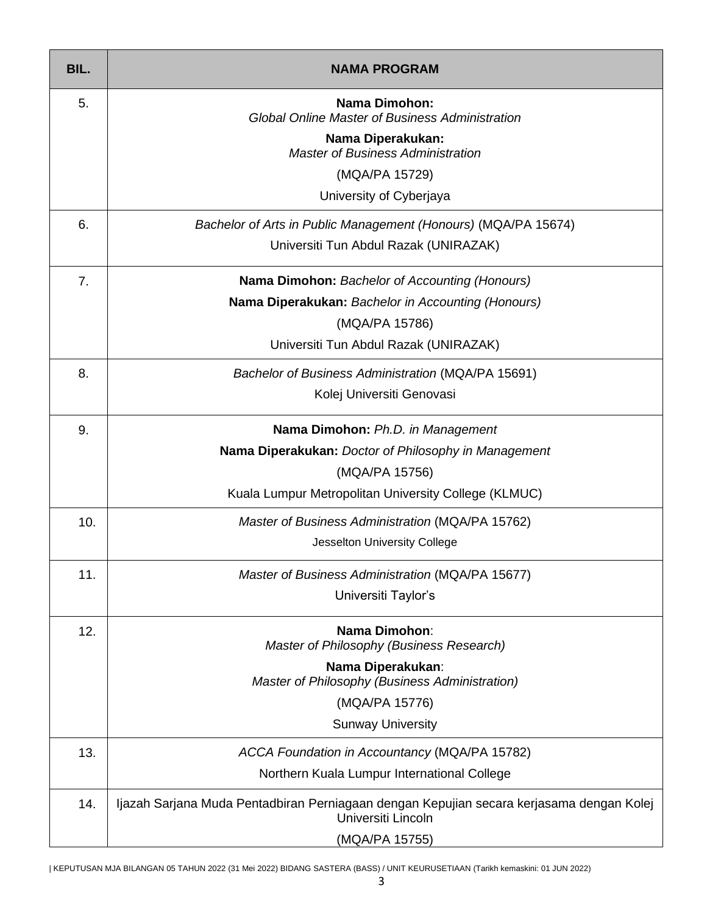| BIL. | NAMA PROGRAM |
|---|---|
| 5. | **Nama Dimohon:** *Global Online Master of Business Administration*<br>**Nama Diperakukan:** *Master of Business Administration*<br>(MQA/PA 15729)<br>University of Cyberjaya |
| 6. | *Bachelor of Arts in Public Management (Honours)* (MQA/PA 15674)<br>Universiti Tun Abdul Razak (UNIRAZAK) |
| 7. | **Nama Dimohon:** *Bachelor of Accounting (Honours)*<br>**Nama Diperakukan:** *Bachelor in Accounting (Honours)*<br>(MQA/PA 15786)<br>Universiti Tun Abdul Razak (UNIRAZAK) |
| 8. | *Bachelor of Business Administration* (MQA/PA 15691)<br>Kolej Universiti Genovasi |
| 9. | **Nama Dimohon:** *Ph.D. in Management*<br>**Nama Diperakukan:** *Doctor of Philosophy in Management*<br>(MQA/PA 15756)<br>Kuala Lumpur Metropolitan University College (KLMUC) |
| 10. | *Master of Business Administration* (MQA/PA 15762)<br>Jesselton University College |
| 11. | *Master of Business Administration* (MQA/PA 15677)<br>Universiti Taylor's |
| 12. | **Nama Dimohon**: *Master of Philosophy (Business Research)*<br>**Nama Diperakukan**: *Master of Philosophy (Business Administration)*<br>(MQA/PA 15776)<br>Sunway University |
| 13. | *ACCA Foundation in Accountancy* (MQA/PA 15782)<br>Northern Kuala Lumpur International College |
| 14. | Ijazah Sarjana Muda Pentadbiran Perniagaan dengan Kepujian secara kerjasama dengan Kolej Universiti Lincoln<br>(MQA/PA 15755) |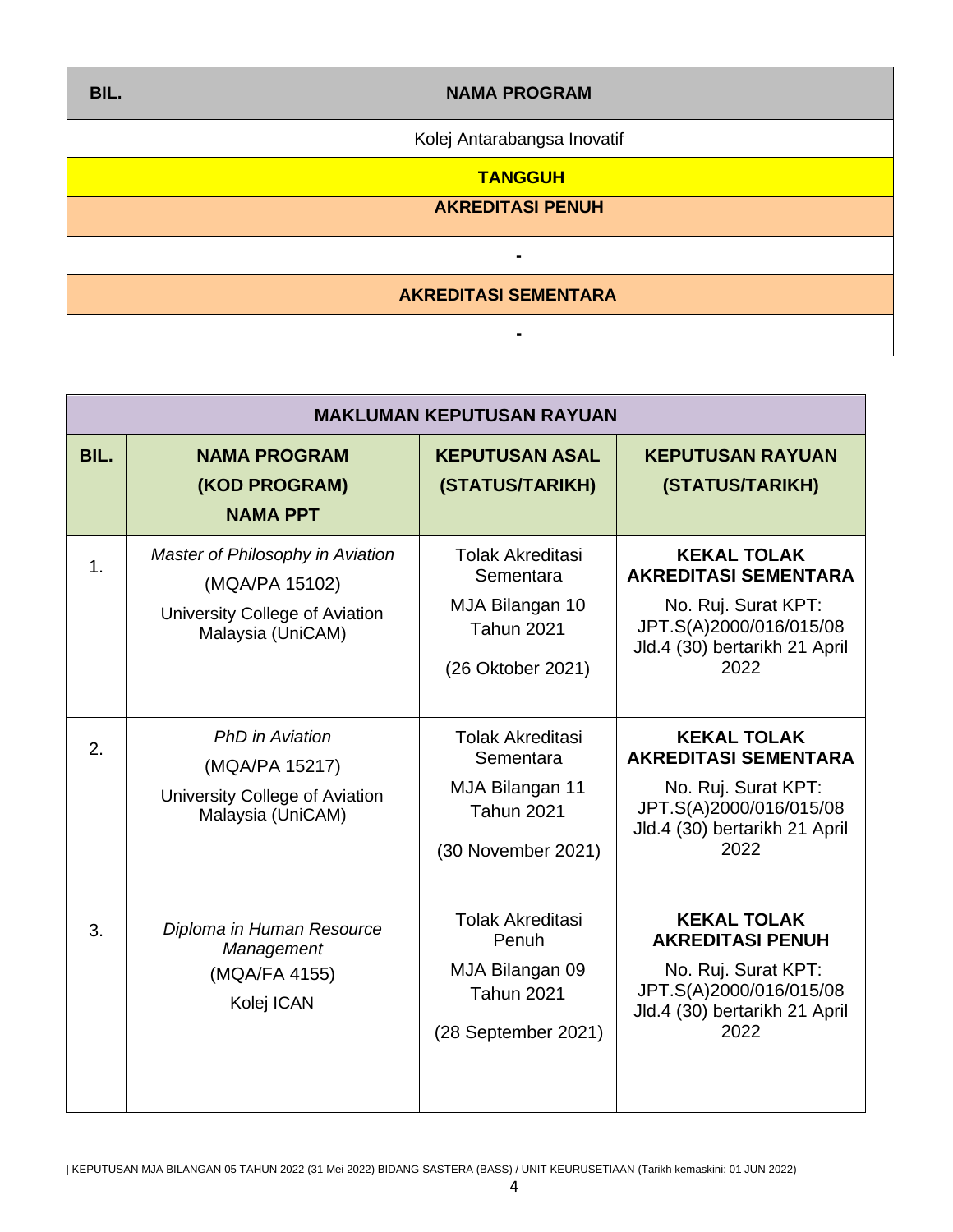| BIL. | NAMA PROGRAM |
|---|---|
| | Kolej Antarabangsa Inovatif |
| **TANGGUH** | |
| **AKREDITASI PENUH** | |
| | - |
| **AKREDITASI SEMENTARA** | |
| | - |

| **MAKLUMAN KEPUTUSAN RAYUAN** | | | |
|---|---|---|---|
| **BIL.** | **NAMA PROGRAM (KOD PROGRAM) NAMA PPT** | **KEPUTUSAN ASAL (STATUS/TARIKH)** | **KEPUTUSAN RAYUAN (STATUS/TARIKH)** |
| 1. | *Master of Philosophy in Aviation* (MQA/PA 15102) University College of Aviation Malaysia (UniCAM) | Tolak Akreditasi Sementara MJA Bilangan 10 Tahun 2021 (26 Oktober 2021) | **KEKAL TOLAK AKREDITASI SEMENTARA** No. Ruj. Surat KPT: JPT.S(A)2000/016/015/08 Jld.4 (30) bertarikh 21 April 2022 |
| 2. | *PhD in Aviation* (MQA/PA 15217) University College of Aviation Malaysia (UniCAM) | Tolak Akreditasi Sementara MJA Bilangan 11 Tahun 2021 (30 November 2021) | **KEKAL TOLAK AKREDITASI SEMENTARA** No. Ruj. Surat KPT: JPT.S(A)2000/016/015/08 Jld.4 (30) bertarikh 21 April 2022 |
| 3. | *Diploma in Human Resource Management* (MQA/FA 4155) Kolej ICAN | Tolak Akreditasi Penuh MJA Bilangan 09 Tahun 2021 (28 September 2021) | **KEKAL TOLAK AKREDITASI PENUH** No. Ruj. Surat KPT: JPT.S(A)2000/016/015/08 Jld.4 (30) bertarikh 21 April 2022 |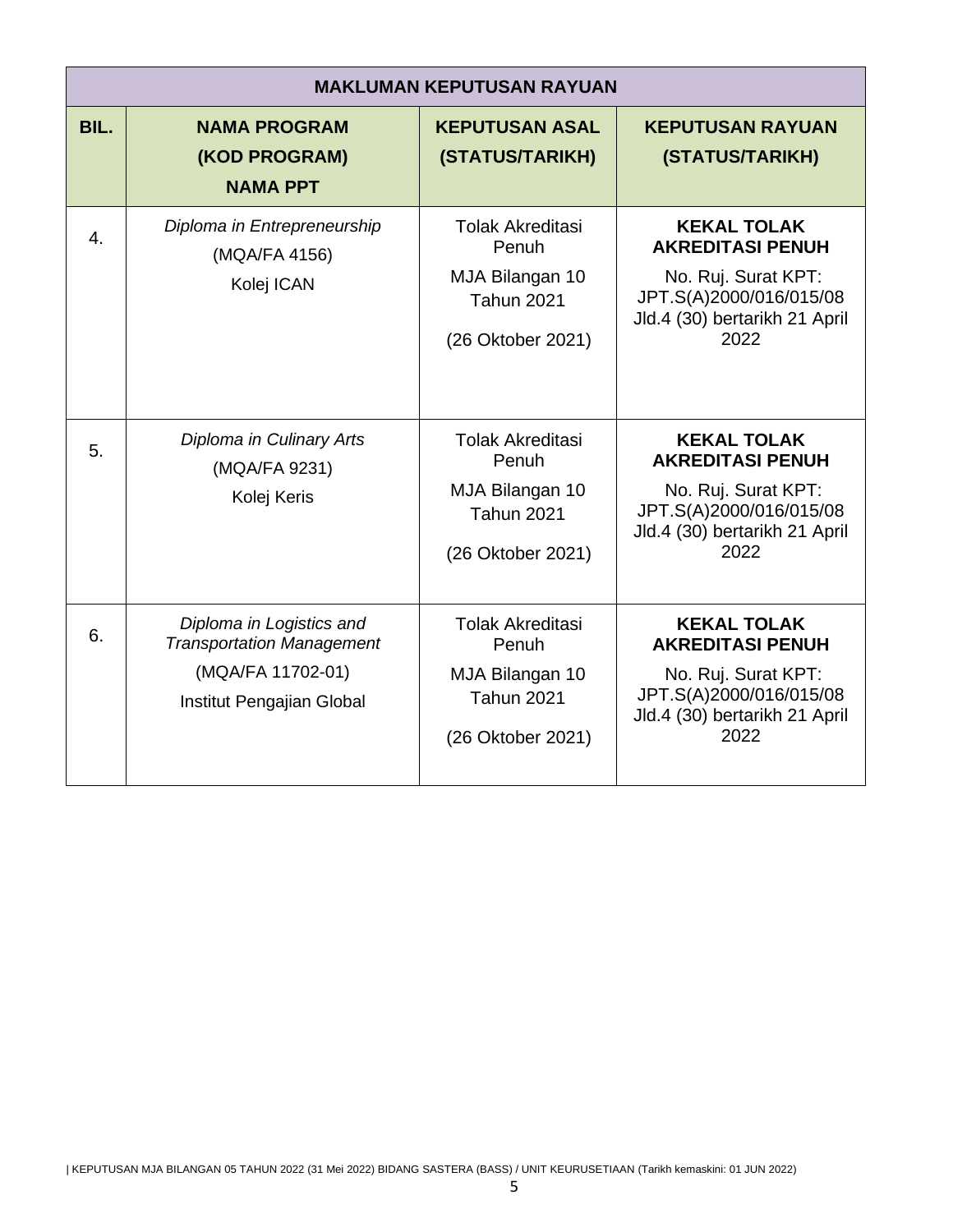| MAKLUMAN KEPUTUSAN RAYUAN | | | |
|---|---|---|---|
| **BIL.** | **NAMA PROGRAM (KOD PROGRAM) NAMA PPT** | **KEPUTUSAN ASAL (STATUS/TARIKH)** | **KEPUTUSAN RAYUAN (STATUS/TARIKH)** |
| 4. | *Diploma in Entrepreneurship* (MQA/FA 4156) Kolej ICAN | Tolak Akreditasi Penuh MJA Bilangan 10 Tahun 2021 (26 Oktober 2021) | **KEKAL TOLAK AKREDITASI PENUH** No. Ruj. Surat KPT: JPT.S(A)2000/016/015/08 Jld.4 (30) bertarikh 21 April 2022 |
| 5. | *Diploma in Culinary Arts* (MQA/FA 9231) Kolej Keris | Tolak Akreditasi Penuh MJA Bilangan 10 Tahun 2021 (26 Oktober 2021) | **KEKAL TOLAK AKREDITASI PENUH** No. Ruj. Surat KPT: JPT.S(A)2000/016/015/08 Jld.4 (30) bertarikh 21 April 2022 |
| 6. | *Diploma in Logistics and Transportation Management* (MQA/FA 11702-01) Institut Pengajian Global | Tolak Akreditasi Penuh MJA Bilangan 10 Tahun 2021 (26 Oktober 2021) | **KEKAL TOLAK AKREDITASI PENUH** No. Ruj. Surat KPT: JPT.S(A)2000/016/015/08 Jld.4 (30) bertarikh 21 April 2022 |